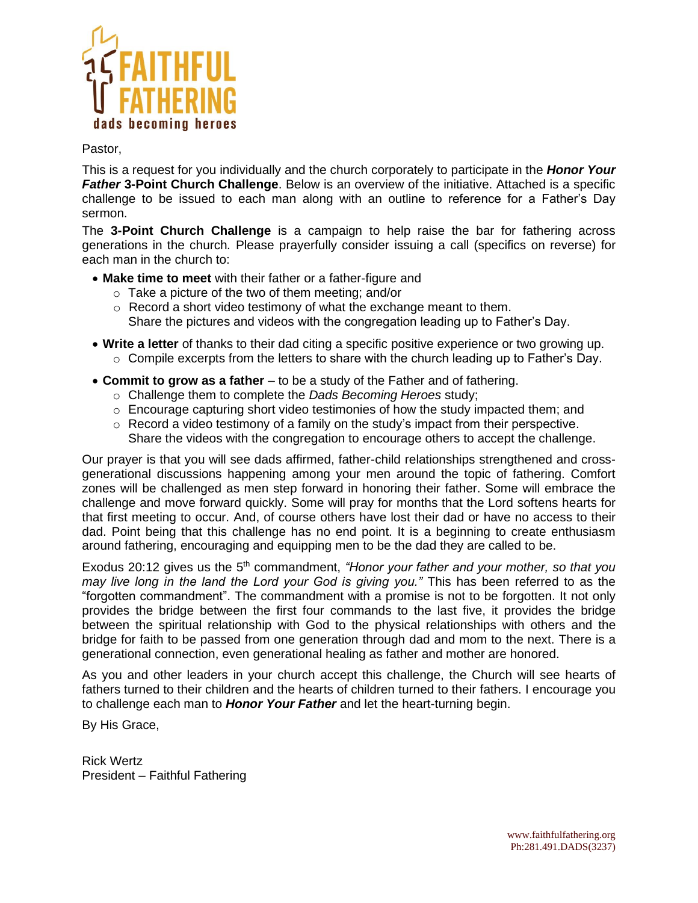FAITHFUL FATHERING
dads becoming heroes

Pastor,

This is a request for you individually and the church corporately to participate in the ***Honor Your Father*** **3-Point Church Challenge**. Below is an overview of the initiative. Attached is a specific challenge to be issued to each man along with an outline to reference for a Father's Day sermon.

The **3-Point Church Challenge** is a campaign to help raise the bar for fathering across generations in the church. Please prayerfully consider issuing a call (specifics on reverse) for each man in the church to:

- **Make time to meet** with their father or a father-figure and
  - Take a picture of the two of them meeting; and/or
  - Record a short video testimony of what the exchange meant to them.
  
  Share the pictures and videos with the congregation leading up to Father's Day.
- **Write a letter** of thanks to their dad citing a specific positive experience or two growing up.
  - Compile excerpts from the letters to share with the church leading up to Father's Day.
- **Commit to grow as a father** – to be a study of the Father and of fathering.
  - Challenge them to complete the *Dads Becoming Heroes* study;
  - Encourage capturing short video testimonies of how the study impacted them; and
  - Record a video testimony of a family on the study's impact from their perspective.
  
  Share the videos with the congregation to encourage others to accept the challenge.

Our prayer is that you will see dads affirmed, father-child relationships strengthened and cross-generational discussions happening among your men around the topic of fathering. Comfort zones will be challenged as men step forward in honoring their father. Some will embrace the challenge and move forward quickly. Some will pray for months that the Lord softens hearts for that first meeting to occur. And, of course others have lost their dad or have no access to their dad. Point being that this challenge has no end point. It is a beginning to create enthusiasm around fathering, encouraging and equipping men to be the dad they are called to be.

Exodus 20:12 gives us the 5th commandment, *"Honor your father and your mother, so that you may live long in the land the Lord your God is giving you."* This has been referred to as the "forgotten commandment". The commandment with a promise is not to be forgotten. It not only provides the bridge between the first four commands to the last five, it provides the bridge between the spiritual relationship with God to the physical relationships with others and the bridge for faith to be passed from one generation through dad and mom to the next. There is a generational connection, even generational healing as father and mother are honored.

As you and other leaders in your church accept this challenge, the Church will see hearts of fathers turned to their children and the hearts of children turned to their fathers. I encourage you to challenge each man to ***Honor Your Father*** and let the heart-turning begin.

By His Grace,

Rick Wertz
President – Faithful Fathering

www.faithfulfathering.org
Ph:281.491.DADS(3237)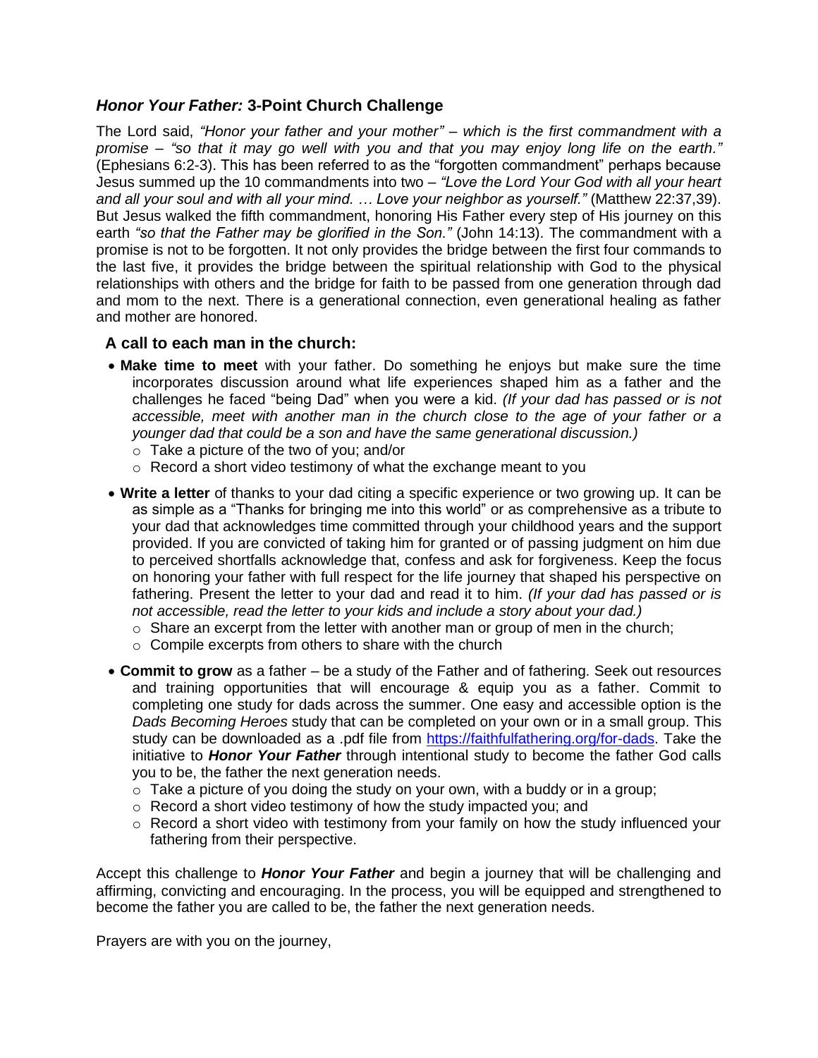## *Honor Your Father:* 3-Point Church Challenge

The Lord said, *"Honor your father and your mother" – which is the first commandment with a promise – "so that it may go well with you and that you may enjoy long life on the earth."* (Ephesians 6:2-3). This has been referred to as the "forgotten commandment" perhaps because Jesus summed up the 10 commandments into two – *"Love the Lord Your God with all your heart and all your soul and with all your mind. … Love your neighbor as yourself."* (Matthew 22:37,39). But Jesus walked the fifth commandment, honoring His Father every step of His journey on this earth *"so that the Father may be glorified in the Son."* (John 14:13). The commandment with a promise is not to be forgotten. It not only provides the bridge between the first four commands to the last five, it provides the bridge between the spiritual relationship with God to the physical relationships with others and the bridge for faith to be passed from one generation through dad and mom to the next. There is a generational connection, even generational healing as father and mother are honored.

### A call to each man in the church:

- **Make time to meet** with your father. Do something he enjoys but make sure the time incorporates discussion around what life experiences shaped him as a father and the challenges he faced "being Dad" when you were a kid. *(If your dad has passed or is not accessible, meet with another man in the church close to the age of your father or a younger dad that could be a son and have the same generational discussion.)*
  - Take a picture of the two of you; and/or
  - Record a short video testimony of what the exchange meant to you
- **Write a letter** of thanks to your dad citing a specific experience or two growing up. It can be as simple as a "Thanks for bringing me into this world" or as comprehensive as a tribute to your dad that acknowledges time committed through your childhood years and the support provided. If you are convicted of taking him for granted or of passing judgment on him due to perceived shortfalls acknowledge that, confess and ask for forgiveness. Keep the focus on honoring your father with full respect for the life journey that shaped his perspective on fathering. Present the letter to your dad and read it to him. *(If your dad has passed or is not accessible, read the letter to your kids and include a story about your dad.)*
  - Share an excerpt from the letter with another man or group of men in the church;
  - Compile excerpts from others to share with the church
- **Commit to grow** as a father – be a study of the Father and of fathering. Seek out resources and training opportunities that will encourage & equip you as a father. Commit to completing one study for dads across the summer. One easy and accessible option is the *Dads Becoming Heroes* study that can be completed on your own or in a small group. This study can be downloaded as a .pdf file from https://faithfulfathering.org/for-dads. Take the initiative to ***Honor Your Father*** through intentional study to become the father God calls you to be, the father the next generation needs.
  - Take a picture of you doing the study on your own, with a buddy or in a group;
  - Record a short video testimony of how the study impacted you; and
  - Record a short video with testimony from your family on how the study influenced your fathering from their perspective.

Accept this challenge to ***Honor Your Father*** and begin a journey that will be challenging and affirming, convicting and encouraging. In the process, you will be equipped and strengthened to become the father you are called to be, the father the next generation needs.

Prayers are with you on the journey,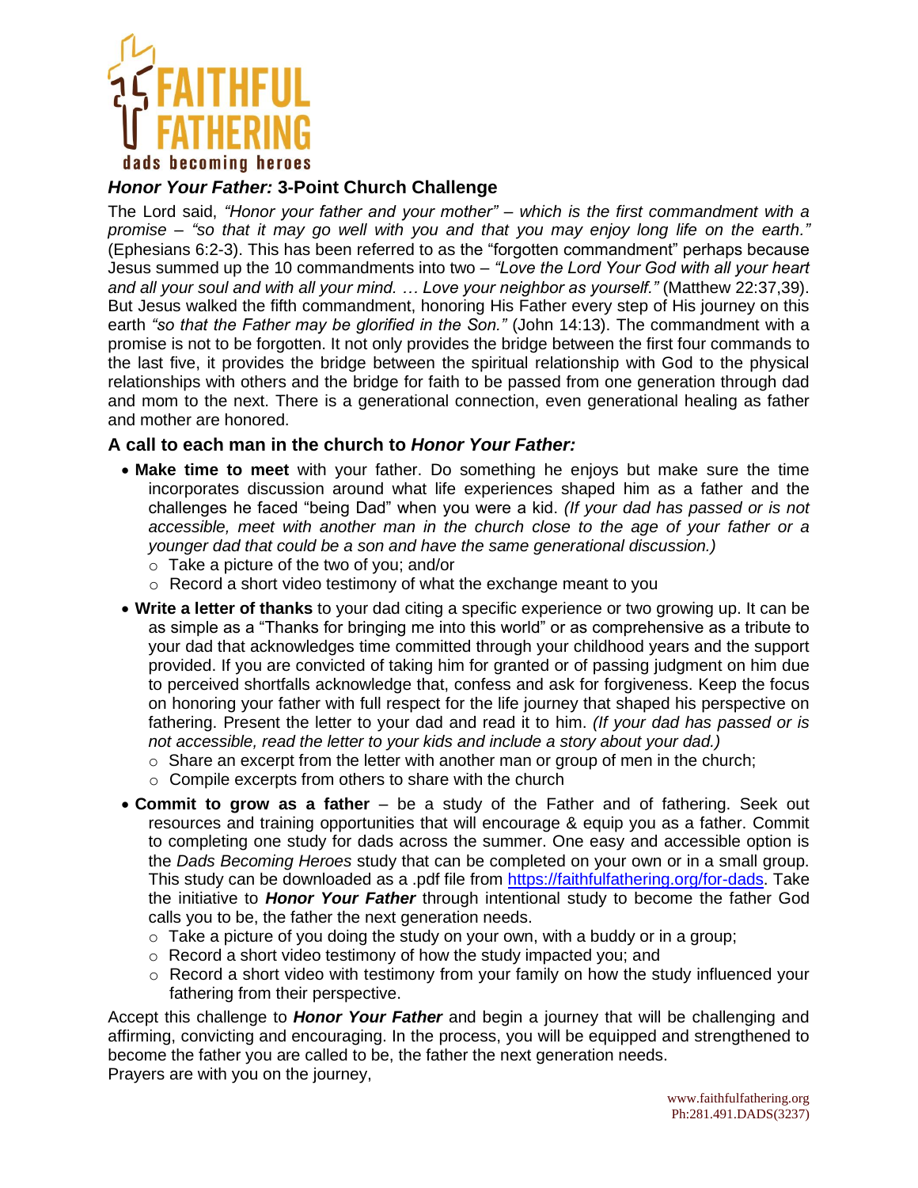# FAITHFUL FATHERING

dads becoming heroes

## *Honor Your Father:* 3-Point Church Challenge

The Lord said, *"Honor your father and your mother" – which is the first commandment with a promise – "so that it may go well with you and that you may enjoy long life on the earth."* (Ephesians 6:2-3). This has been referred to as the "forgotten commandment" perhaps because Jesus summed up the 10 commandments into two – *"Love the Lord Your God with all your heart and all your soul and with all your mind. … Love your neighbor as yourself."* (Matthew 22:37,39). But Jesus walked the fifth commandment, honoring His Father every step of His journey on this earth *"so that the Father may be glorified in the Son."* (John 14:13). The commandment with a promise is not to be forgotten. It not only provides the bridge between the first four commands to the last five, it provides the bridge between the spiritual relationship with God to the physical relationships with others and the bridge for faith to be passed from one generation through dad and mom to the next. There is a generational connection, even generational healing as father and mother are honored.

### A call to each man in the church to *Honor Your Father:*

- **Make time to meet** with your father. Do something he enjoys but make sure the time incorporates discussion around what life experiences shaped him as a father and the challenges he faced "being Dad" when you were a kid. *(If your dad has passed or is not accessible, meet with another man in the church close to the age of your father or a younger dad that could be a son and have the same generational discussion.)*
  - Take a picture of the two of you; and/or
  - Record a short video testimony of what the exchange meant to you
- **Write a letter of thanks** to your dad citing a specific experience or two growing up. It can be as simple as a "Thanks for bringing me into this world" or as comprehensive as a tribute to your dad that acknowledges time committed through your childhood years and the support provided. If you are convicted of taking him for granted or of passing judgment on him due to perceived shortfalls acknowledge that, confess and ask for forgiveness. Keep the focus on honoring your father with full respect for the life journey that shaped his perspective on fathering. Present the letter to your dad and read it to him. *(If your dad has passed or is not accessible, read the letter to your kids and include a story about your dad.)*
  - Share an excerpt from the letter with another man or group of men in the church;
  - Compile excerpts from others to share with the church
- **Commit to grow as a father** – be a study of the Father and of fathering. Seek out resources and training opportunities that will encourage & equip you as a father. Commit to completing one study for dads across the summer. One easy and accessible option is the *Dads Becoming Heroes* study that can be completed on your own or in a small group. This study can be downloaded as a .pdf file from [https://faithfulfathering.org/for-dads](https://faithfulfathering.org/for-dads). Take the initiative to ***Honor Your Father*** through intentional study to become the father God calls you to be, the father the next generation needs.
  - Take a picture of you doing the study on your own, with a buddy or in a group;
  - Record a short video testimony of how the study impacted you; and
  - Record a short video with testimony from your family on how the study influenced your fathering from their perspective.

Accept this challenge to ***Honor Your Father*** and begin a journey that will be challenging and affirming, convicting and encouraging. In the process, you will be equipped and strengthened to become the father you are called to be, the father the next generation needs.
Prayers are with you on the journey,

www.faithfulfathering.org
Ph:281.491.DADS(3237)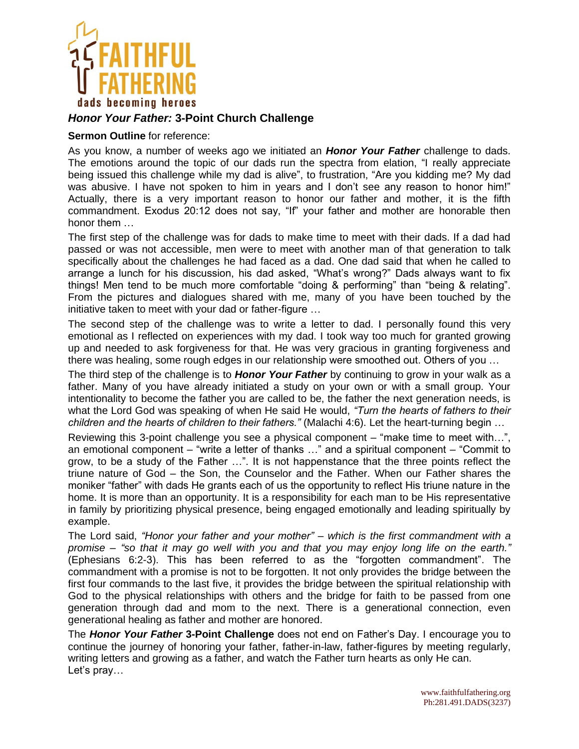FAITHFUL FATHERING

dads becoming heroes

## *Honor Your Father:* 3-Point Church Challenge

**Sermon Outline** for reference:

As you know, a number of weeks ago we initiated an ***Honor Your Father*** challenge to dads. The emotions around the topic of our dads run the spectra from elation, "I really appreciate being issued this challenge while my dad is alive", to frustration, "Are you kidding me? My dad was abusive. I have not spoken to him in years and I don't see any reason to honor him!" Actually, there is a very important reason to honor our father and mother, it is the fifth commandment. Exodus 20:12 does not say, "If" your father and mother are honorable then honor them …

The first step of the challenge was for dads to make time to meet with their dads. If a dad had passed or was not accessible, men were to meet with another man of that generation to talk specifically about the challenges he had faced as a dad. One dad said that when he called to arrange a lunch for his discussion, his dad asked, "What's wrong?" Dads always want to fix things! Men tend to be much more comfortable "doing & performing" than "being & relating". From the pictures and dialogues shared with me, many of you have been touched by the initiative taken to meet with your dad or father-figure …

The second step of the challenge was to write a letter to dad. I personally found this very emotional as I reflected on experiences with my dad. I took way too much for granted growing up and needed to ask forgiveness for that. He was very gracious in granting forgiveness and there was healing, some rough edges in our relationship were smoothed out. Others of you …

The third step of the challenge is to ***Honor Your Father*** by continuing to grow in your walk as a father. Many of you have already initiated a study on your own or with a small group. Your intentionality to become the father you are called to be, the father the next generation needs, is what the Lord God was speaking of when He said He would, *"Turn the hearts of fathers to their children and the hearts of children to their fathers."* (Malachi 4:6). Let the heart-turning begin …

Reviewing this 3-point challenge you see a physical component – "make time to meet with…", an emotional component – "write a letter of thanks …" and a spiritual component – "Commit to grow, to be a study of the Father …". It is not happenstance that the three points reflect the triune nature of God – the Son, the Counselor and the Father. When our Father shares the moniker "father" with dads He grants each of us the opportunity to reflect His triune nature in the home. It is more than an opportunity. It is a responsibility for each man to be His representative in family by prioritizing physical presence, being engaged emotionally and leading spiritually by example.

The Lord said, *"Honor your father and your mother" – which is the first commandment with a promise – "so that it may go well with you and that you may enjoy long life on the earth."* (Ephesians 6:2-3). This has been referred to as the "forgotten commandment". The commandment with a promise is not to be forgotten. It not only provides the bridge between the first four commands to the last five, it provides the bridge between the spiritual relationship with God to the physical relationships with others and the bridge for faith to be passed from one generation through dad and mom to the next. There is a generational connection, even generational healing as father and mother are honored.

The ***Honor Your Father*** **3-Point Challenge** does not end on Father's Day. I encourage you to continue the journey of honoring your father, father-in-law, father-figures by meeting regularly, writing letters and growing as a father, and watch the Father turn hearts as only He can.
Let's pray…

www.faithfulfathering.org
Ph:281.491.DADS(3237)